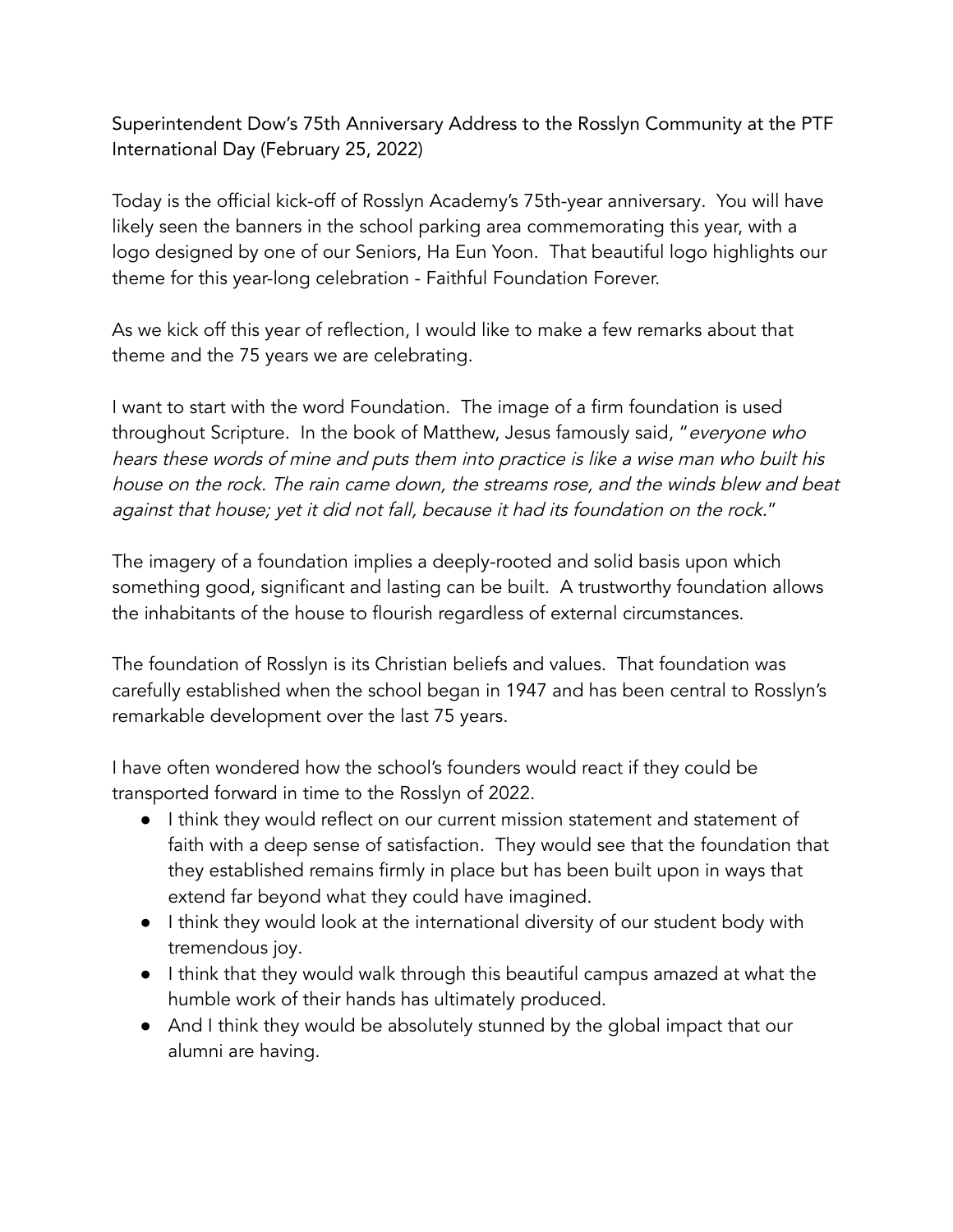Superintendent Dow's 75th Anniversary Address to the Rosslyn Community at the PTF International Day (February 25, 2022)

Today is the official kick-off of Rosslyn Academy's 75th-year anniversary. You will have likely seen the banners in the school parking area commemorating this year, with a logo designed by one of our Seniors, Ha Eun Yoon. That beautiful logo highlights our theme for this year-long celebration - Faithful Foundation Forever.

As we kick off this year of reflection, I would like to make a few remarks about that theme and the 75 years we are celebrating.

I want to start with the word Foundation. The image of a firm foundation is used throughout Scripture. In the book of Matthew, Jesus famously said, "*everyone who hears these words of mine and puts them into practice is like a wise man who built his house on the rock. The rain came down, the streams rose, and the winds blew and beat against that house; yet it did not fall, because it had its foundation on the rock.*"

The imagery of a foundation implies a deeply-rooted and solid basis upon which something good, significant and lasting can be built. A trustworthy foundation allows the inhabitants of the house to flourish regardless of external circumstances.

The foundation of Rosslyn is its Christian beliefs and values. That foundation was carefully established when the school began in 1947 and has been central to Rosslyn's remarkable development over the last 75 years.

I have often wondered how the school's founders would react if they could be transported forward in time to the Rosslyn of 2022.

- I think they would reflect on our current mission statement and statement of faith with a deep sense of satisfaction. They would see that the foundation that they established remains firmly in place but has been built upon in ways that extend far beyond what they could have imagined.
- I think they would look at the international diversity of our student body with tremendous joy.
- I think that they would walk through this beautiful campus amazed at what the humble work of their hands has ultimately produced.
- And I think they would be absolutely stunned by the global impact that our alumni are having.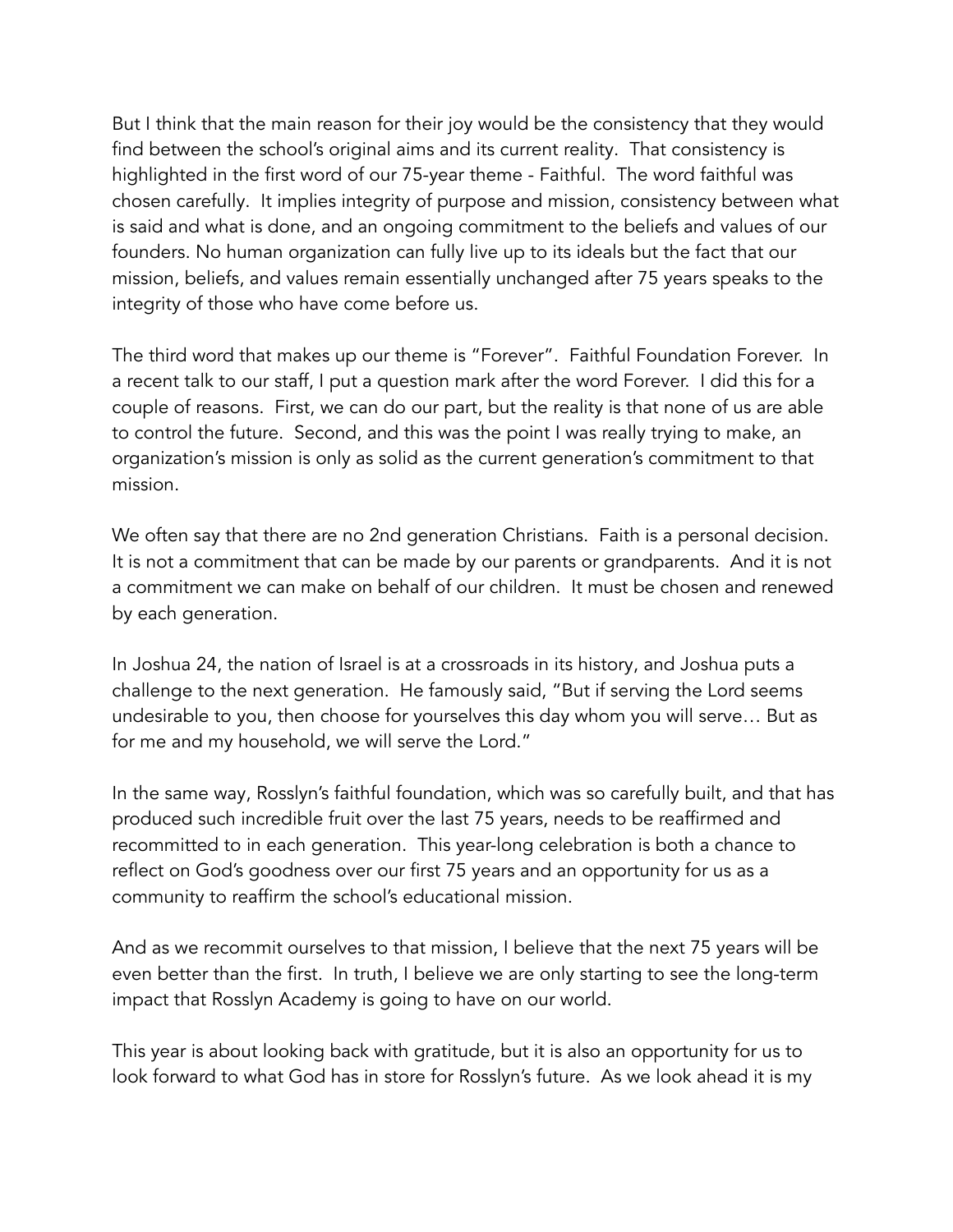But I think that the main reason for their joy would be the consistency that they would find between the school's original aims and its current reality. That consistency is highlighted in the first word of our 75-year theme - Faithful. The word faithful was chosen carefully. It implies integrity of purpose and mission, consistency between what is said and what is done, and an ongoing commitment to the beliefs and values of our founders. No human organization can fully live up to its ideals but the fact that our mission, beliefs, and values remain essentially unchanged after 75 years speaks to the integrity of those who have come before us.

The third word that makes up our theme is "Forever". Faithful Foundation Forever. In a recent talk to our staff, I put a question mark after the word Forever. I did this for a couple of reasons. First, we can do our part, but the reality is that none of us are able to control the future. Second, and this was the point I was really trying to make, an organization's mission is only as solid as the current generation's commitment to that mission.

We often say that there are no 2nd generation Christians. Faith is a personal decision. It is not a commitment that can be made by our parents or grandparents. And it is not a commitment we can make on behalf of our children. It must be chosen and renewed by each generation.

In Joshua 24, the nation of Israel is at a crossroads in its history, and Joshua puts a challenge to the next generation. He famously said, "But if serving the Lord seems undesirable to you, then choose for yourselves this day whom you will serve… But as for me and my household, we will serve the Lord."

In the same way, Rosslyn's faithful foundation, which was so carefully built, and that has produced such incredible fruit over the last 75 years, needs to be reaffirmed and recommitted to in each generation. This year-long celebration is both a chance to reflect on God's goodness over our first 75 years and an opportunity for us as a community to reaffirm the school's educational mission.

And as we recommit ourselves to that mission, I believe that the next 75 years will be even better than the first. In truth, I believe we are only starting to see the long-term impact that Rosslyn Academy is going to have on our world.

This year is about looking back with gratitude, but it is also an opportunity for us to look forward to what God has in store for Rosslyn's future. As we look ahead it is my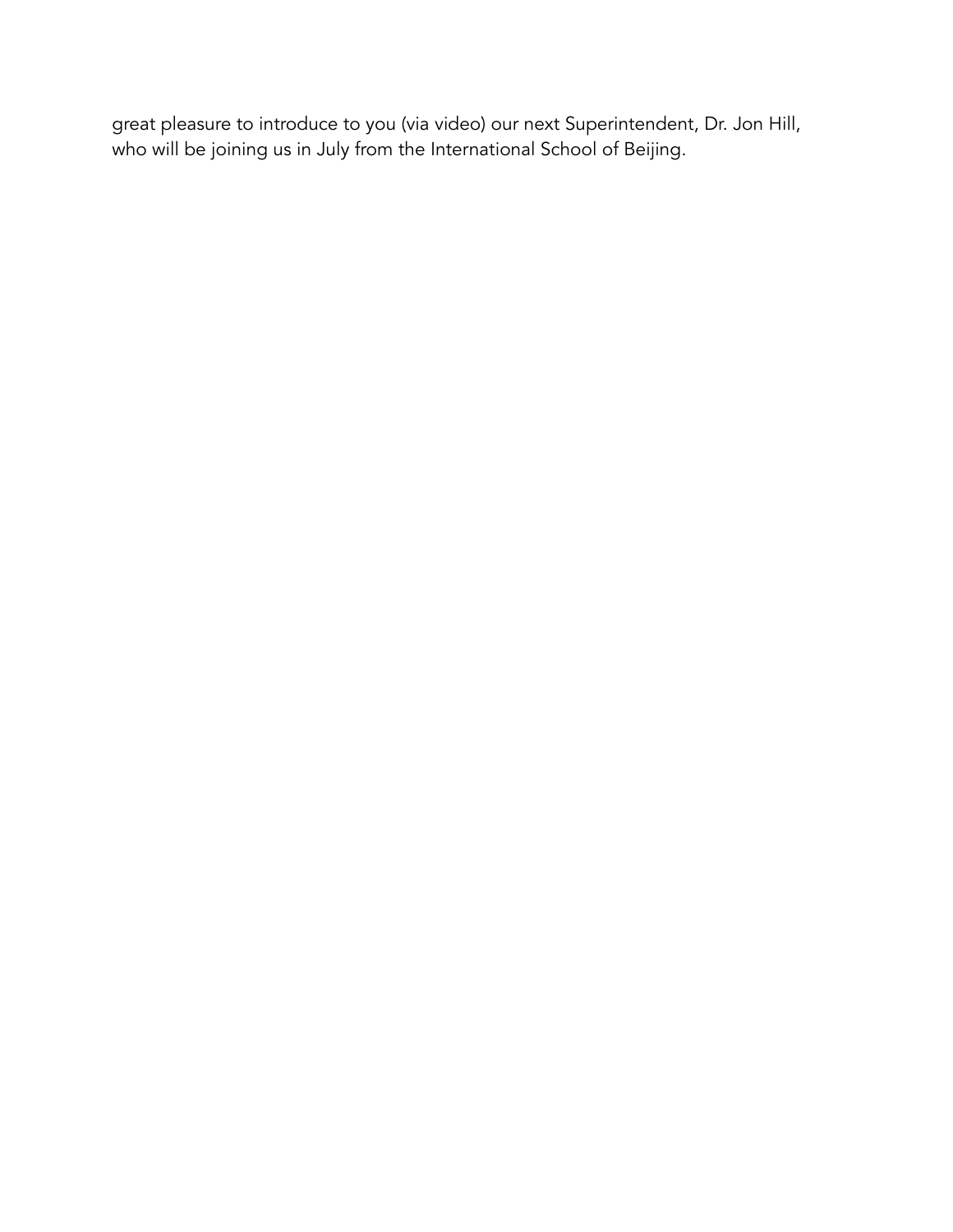great pleasure to introduce to you (via video) our next Superintendent, Dr. Jon Hill, who will be joining us in July from the International School of Beijing.